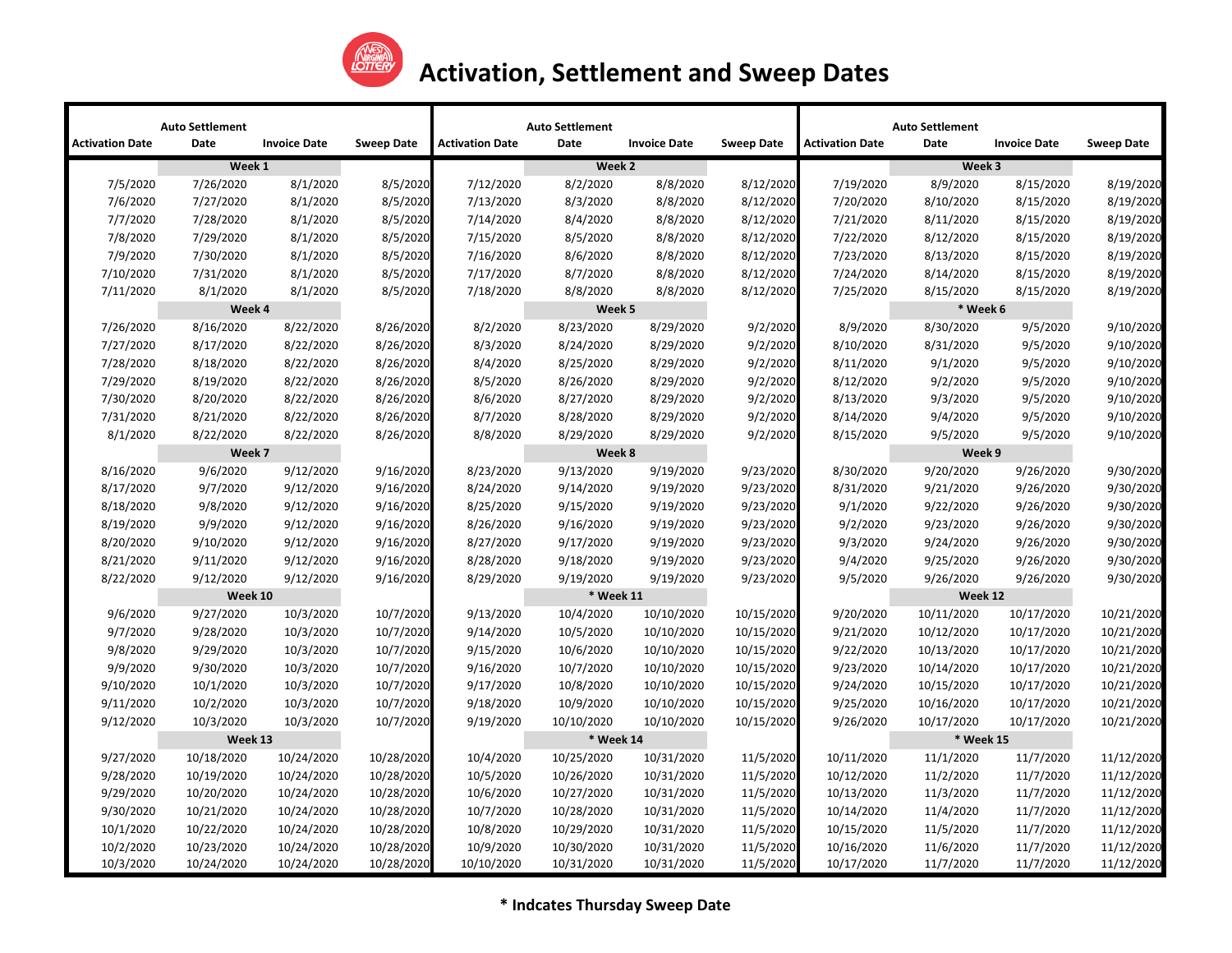# Activation, Settlement and Sweep Dates

| Activation Date | Auto Settlement Date | Invoice Date | Sweep Date | Activation Date | Auto Settlement Date | Invoice Date | Sweep Date | Activation Date | Auto Settlement Date | Invoice Date | Sweep Date |
|---|---|---|---|---|---|---|---|---|---|---|---|
| | Week 1 | | | | Week 2 | | | | Week 3 | | |
| 7/5/2020 | 7/26/2020 | 8/1/2020 | 8/5/2020 | 7/12/2020 | 8/2/2020 | 8/8/2020 | 8/12/2020 | 7/19/2020 | 8/9/2020 | 8/15/2020 | 8/19/2020 |
| 7/6/2020 | 7/27/2020 | 8/1/2020 | 8/5/2020 | 7/13/2020 | 8/3/2020 | 8/8/2020 | 8/12/2020 | 7/20/2020 | 8/10/2020 | 8/15/2020 | 8/19/2020 |
| 7/7/2020 | 7/28/2020 | 8/1/2020 | 8/5/2020 | 7/14/2020 | 8/4/2020 | 8/8/2020 | 8/12/2020 | 7/21/2020 | 8/11/2020 | 8/15/2020 | 8/19/2020 |
| 7/8/2020 | 7/29/2020 | 8/1/2020 | 8/5/2020 | 7/15/2020 | 8/5/2020 | 8/8/2020 | 8/12/2020 | 7/22/2020 | 8/12/2020 | 8/15/2020 | 8/19/2020 |
| 7/9/2020 | 7/30/2020 | 8/1/2020 | 8/5/2020 | 7/16/2020 | 8/6/2020 | 8/8/2020 | 8/12/2020 | 7/23/2020 | 8/13/2020 | 8/15/2020 | 8/19/2020 |
| 7/10/2020 | 7/31/2020 | 8/1/2020 | 8/5/2020 | 7/17/2020 | 8/7/2020 | 8/8/2020 | 8/12/2020 | 7/24/2020 | 8/14/2020 | 8/15/2020 | 8/19/2020 |
| 7/11/2020 | 8/1/2020 | 8/1/2020 | 8/5/2020 | 7/18/2020 | 8/8/2020 | 8/8/2020 | 8/12/2020 | 7/25/2020 | 8/15/2020 | 8/15/2020 | 8/19/2020 |
| | Week 4 | | | | Week 5 | | | | * Week 6 | | |
| 7/26/2020 | 8/16/2020 | 8/22/2020 | 8/26/2020 | 8/2/2020 | 8/23/2020 | 8/29/2020 | 9/2/2020 | 8/9/2020 | 8/30/2020 | 9/5/2020 | 9/10/2020 |
| 7/27/2020 | 8/17/2020 | 8/22/2020 | 8/26/2020 | 8/3/2020 | 8/24/2020 | 8/29/2020 | 9/2/2020 | 8/10/2020 | 8/31/2020 | 9/5/2020 | 9/10/2020 |
| 7/28/2020 | 8/18/2020 | 8/22/2020 | 8/26/2020 | 8/4/2020 | 8/25/2020 | 8/29/2020 | 9/2/2020 | 8/11/2020 | 9/1/2020 | 9/5/2020 | 9/10/2020 |
| 7/29/2020 | 8/19/2020 | 8/22/2020 | 8/26/2020 | 8/5/2020 | 8/26/2020 | 8/29/2020 | 9/2/2020 | 8/12/2020 | 9/2/2020 | 9/5/2020 | 9/10/2020 |
| 7/30/2020 | 8/20/2020 | 8/22/2020 | 8/26/2020 | 8/6/2020 | 8/27/2020 | 8/29/2020 | 9/2/2020 | 8/13/2020 | 9/3/2020 | 9/5/2020 | 9/10/2020 |
| 7/31/2020 | 8/21/2020 | 8/22/2020 | 8/26/2020 | 8/7/2020 | 8/28/2020 | 8/29/2020 | 9/2/2020 | 8/14/2020 | 9/4/2020 | 9/5/2020 | 9/10/2020 |
| 8/1/2020 | 8/22/2020 | 8/22/2020 | 8/26/2020 | 8/8/2020 | 8/29/2020 | 8/29/2020 | 9/2/2020 | 8/15/2020 | 9/5/2020 | 9/5/2020 | 9/10/2020 |
| | Week 7 | | | | Week 8 | | | | Week 9 | | |
| 8/16/2020 | 9/6/2020 | 9/12/2020 | 9/16/2020 | 8/23/2020 | 9/13/2020 | 9/19/2020 | 9/23/2020 | 8/30/2020 | 9/20/2020 | 9/26/2020 | 9/30/2020 |
| 8/17/2020 | 9/7/2020 | 9/12/2020 | 9/16/2020 | 8/24/2020 | 9/14/2020 | 9/19/2020 | 9/23/2020 | 8/31/2020 | 9/21/2020 | 9/26/2020 | 9/30/2020 |
| 8/18/2020 | 9/8/2020 | 9/12/2020 | 9/16/2020 | 8/25/2020 | 9/15/2020 | 9/19/2020 | 9/23/2020 | 9/1/2020 | 9/22/2020 | 9/26/2020 | 9/30/2020 |
| 8/19/2020 | 9/9/2020 | 9/12/2020 | 9/16/2020 | 8/26/2020 | 9/16/2020 | 9/19/2020 | 9/23/2020 | 9/2/2020 | 9/23/2020 | 9/26/2020 | 9/30/2020 |
| 8/20/2020 | 9/10/2020 | 9/12/2020 | 9/16/2020 | 8/27/2020 | 9/17/2020 | 9/19/2020 | 9/23/2020 | 9/3/2020 | 9/24/2020 | 9/26/2020 | 9/30/2020 |
| 8/21/2020 | 9/11/2020 | 9/12/2020 | 9/16/2020 | 8/28/2020 | 9/18/2020 | 9/19/2020 | 9/23/2020 | 9/4/2020 | 9/25/2020 | 9/26/2020 | 9/30/2020 |
| 8/22/2020 | 9/12/2020 | 9/12/2020 | 9/16/2020 | 8/29/2020 | 9/19/2020 | 9/19/2020 | 9/23/2020 | 9/5/2020 | 9/26/2020 | 9/26/2020 | 9/30/2020 |
| | Week 10 | | | | * Week 11 | | | | Week 12 | | |
| 9/6/2020 | 9/27/2020 | 10/3/2020 | 10/7/2020 | 9/13/2020 | 10/4/2020 | 10/10/2020 | 10/15/2020 | 9/20/2020 | 10/11/2020 | 10/17/2020 | 10/21/2020 |
| 9/7/2020 | 9/28/2020 | 10/3/2020 | 10/7/2020 | 9/14/2020 | 10/5/2020 | 10/10/2020 | 10/15/2020 | 9/21/2020 | 10/12/2020 | 10/17/2020 | 10/21/2020 |
| 9/8/2020 | 9/29/2020 | 10/3/2020 | 10/7/2020 | 9/15/2020 | 10/6/2020 | 10/10/2020 | 10/15/2020 | 9/22/2020 | 10/13/2020 | 10/17/2020 | 10/21/2020 |
| 9/9/2020 | 9/30/2020 | 10/3/2020 | 10/7/2020 | 9/16/2020 | 10/7/2020 | 10/10/2020 | 10/15/2020 | 9/23/2020 | 10/14/2020 | 10/17/2020 | 10/21/2020 |
| 9/10/2020 | 10/1/2020 | 10/3/2020 | 10/7/2020 | 9/17/2020 | 10/8/2020 | 10/10/2020 | 10/15/2020 | 9/24/2020 | 10/15/2020 | 10/17/2020 | 10/21/2020 |
| 9/11/2020 | 10/2/2020 | 10/3/2020 | 10/7/2020 | 9/18/2020 | 10/9/2020 | 10/10/2020 | 10/15/2020 | 9/25/2020 | 10/16/2020 | 10/17/2020 | 10/21/2020 |
| 9/12/2020 | 10/3/2020 | 10/3/2020 | 10/7/2020 | 9/19/2020 | 10/10/2020 | 10/10/2020 | 10/15/2020 | 9/26/2020 | 10/17/2020 | 10/17/2020 | 10/21/2020 |
| | Week 13 | | | | * Week 14 | | | | * Week 15 | | |
| 9/27/2020 | 10/18/2020 | 10/24/2020 | 10/28/2020 | 10/4/2020 | 10/25/2020 | 10/31/2020 | 11/5/2020 | 10/11/2020 | 11/1/2020 | 11/7/2020 | 11/12/2020 |
| 9/28/2020 | 10/19/2020 | 10/24/2020 | 10/28/2020 | 10/5/2020 | 10/26/2020 | 10/31/2020 | 11/5/2020 | 10/12/2020 | 11/2/2020 | 11/7/2020 | 11/12/2020 |
| 9/29/2020 | 10/20/2020 | 10/24/2020 | 10/28/2020 | 10/6/2020 | 10/27/2020 | 10/31/2020 | 11/5/2020 | 10/13/2020 | 11/3/2020 | 11/7/2020 | 11/12/2020 |
| 9/30/2020 | 10/21/2020 | 10/24/2020 | 10/28/2020 | 10/7/2020 | 10/28/2020 | 10/31/2020 | 11/5/2020 | 10/14/2020 | 11/4/2020 | 11/7/2020 | 11/12/2020 |
| 10/1/2020 | 10/22/2020 | 10/24/2020 | 10/28/2020 | 10/8/2020 | 10/29/2020 | 10/31/2020 | 11/5/2020 | 10/15/2020 | 11/5/2020 | 11/7/2020 | 11/12/2020 |
| 10/2/2020 | 10/23/2020 | 10/24/2020 | 10/28/2020 | 10/9/2020 | 10/30/2020 | 10/31/2020 | 11/5/2020 | 10/16/2020 | 11/6/2020 | 11/7/2020 | 11/12/2020 |
| 10/3/2020 | 10/24/2020 | 10/24/2020 | 10/28/2020 | 10/10/2020 | 10/31/2020 | 10/31/2020 | 11/5/2020 | 10/17/2020 | 11/7/2020 | 11/7/2020 | 11/12/2020 |

**\* Indcates Thursday Sweep Date**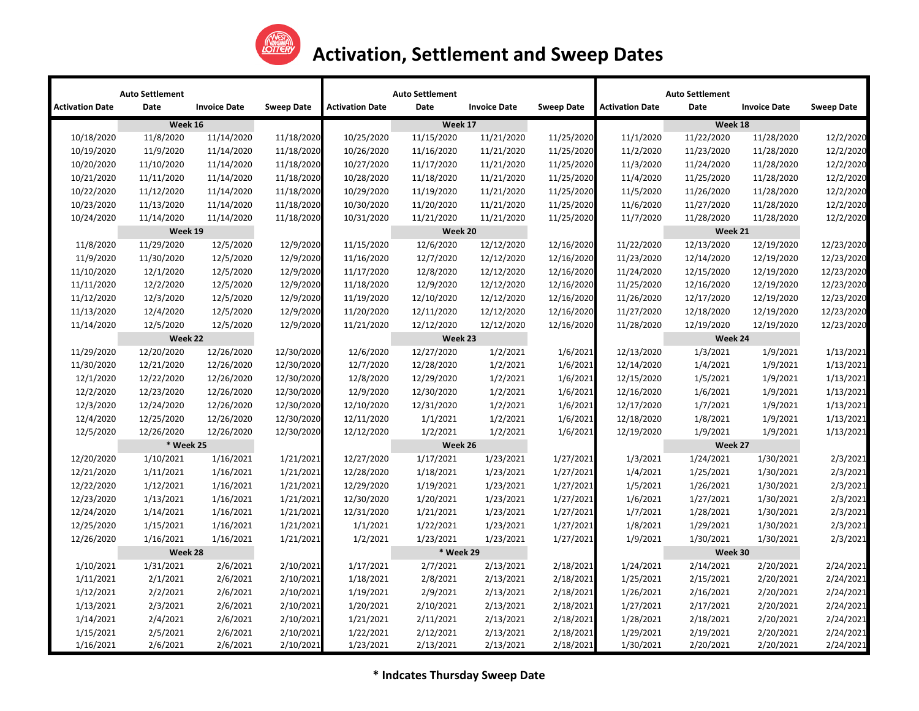# Activation, Settlement and Sweep Dates

| Activation Date | Auto Settlement Date | Invoice Date | Sweep Date | Activation Date | Auto Settlement Date | Invoice Date | Sweep Date | Activation Date | Auto Settlement Date | Invoice Date | Sweep Date |
|---|---|---|---|---|---|---|---|---|---|---|---|
| | Week 16 | | | | Week 17 | | | | Week 18 | | |
| 10/18/2020 | 11/8/2020 | 11/14/2020 | 11/18/2020 | 10/25/2020 | 11/15/2020 | 11/21/2020 | 11/25/2020 | 11/1/2020 | 11/22/2020 | 11/28/2020 | 12/2/2020 |
| 10/19/2020 | 11/9/2020 | 11/14/2020 | 11/18/2020 | 10/26/2020 | 11/16/2020 | 11/21/2020 | 11/25/2020 | 11/2/2020 | 11/23/2020 | 11/28/2020 | 12/2/2020 |
| 10/20/2020 | 11/10/2020 | 11/14/2020 | 11/18/2020 | 10/27/2020 | 11/17/2020 | 11/21/2020 | 11/25/2020 | 11/3/2020 | 11/24/2020 | 11/28/2020 | 12/2/2020 |
| 10/21/2020 | 11/11/2020 | 11/14/2020 | 11/18/2020 | 10/28/2020 | 11/18/2020 | 11/21/2020 | 11/25/2020 | 11/4/2020 | 11/25/2020 | 11/28/2020 | 12/2/2020 |
| 10/22/2020 | 11/12/2020 | 11/14/2020 | 11/18/2020 | 10/29/2020 | 11/19/2020 | 11/21/2020 | 11/25/2020 | 11/5/2020 | 11/26/2020 | 11/28/2020 | 12/2/2020 |
| 10/23/2020 | 11/13/2020 | 11/14/2020 | 11/18/2020 | 10/30/2020 | 11/20/2020 | 11/21/2020 | 11/25/2020 | 11/6/2020 | 11/27/2020 | 11/28/2020 | 12/2/2020 |
| 10/24/2020 | 11/14/2020 | 11/14/2020 | 11/18/2020 | 10/31/2020 | 11/21/2020 | 11/21/2020 | 11/25/2020 | 11/7/2020 | 11/28/2020 | 11/28/2020 | 12/2/2020 |
| | Week 19 | | | | Week 20 | | | | Week 21 | | |
| 11/8/2020 | 11/29/2020 | 12/5/2020 | 12/9/2020 | 11/15/2020 | 12/6/2020 | 12/12/2020 | 12/16/2020 | 11/22/2020 | 12/13/2020 | 12/19/2020 | 12/23/2020 |
| 11/9/2020 | 11/30/2020 | 12/5/2020 | 12/9/2020 | 11/16/2020 | 12/7/2020 | 12/12/2020 | 12/16/2020 | 11/23/2020 | 12/14/2020 | 12/19/2020 | 12/23/2020 |
| 11/10/2020 | 12/1/2020 | 12/5/2020 | 12/9/2020 | 11/17/2020 | 12/8/2020 | 12/12/2020 | 12/16/2020 | 11/24/2020 | 12/15/2020 | 12/19/2020 | 12/23/2020 |
| 11/11/2020 | 12/2/2020 | 12/5/2020 | 12/9/2020 | 11/18/2020 | 12/9/2020 | 12/12/2020 | 12/16/2020 | 11/25/2020 | 12/16/2020 | 12/19/2020 | 12/23/2020 |
| 11/12/2020 | 12/3/2020 | 12/5/2020 | 12/9/2020 | 11/19/2020 | 12/10/2020 | 12/12/2020 | 12/16/2020 | 11/26/2020 | 12/17/2020 | 12/19/2020 | 12/23/2020 |
| 11/13/2020 | 12/4/2020 | 12/5/2020 | 12/9/2020 | 11/20/2020 | 12/11/2020 | 12/12/2020 | 12/16/2020 | 11/27/2020 | 12/18/2020 | 12/19/2020 | 12/23/2020 |
| 11/14/2020 | 12/5/2020 | 12/5/2020 | 12/9/2020 | 11/21/2020 | 12/12/2020 | 12/12/2020 | 12/16/2020 | 11/28/2020 | 12/19/2020 | 12/19/2020 | 12/23/2020 |
| | Week 22 | | | | Week 23 | | | | Week 24 | | |
| 11/29/2020 | 12/20/2020 | 12/26/2020 | 12/30/2020 | 12/6/2020 | 12/27/2020 | 1/2/2021 | 1/6/2021 | 12/13/2020 | 1/3/2021 | 1/9/2021 | 1/13/2021 |
| 11/30/2020 | 12/21/2020 | 12/26/2020 | 12/30/2020 | 12/7/2020 | 12/28/2020 | 1/2/2021 | 1/6/2021 | 12/14/2020 | 1/4/2021 | 1/9/2021 | 1/13/2021 |
| 12/1/2020 | 12/22/2020 | 12/26/2020 | 12/30/2020 | 12/8/2020 | 12/29/2020 | 1/2/2021 | 1/6/2021 | 12/15/2020 | 1/5/2021 | 1/9/2021 | 1/13/2021 |
| 12/2/2020 | 12/23/2020 | 12/26/2020 | 12/30/2020 | 12/9/2020 | 12/30/2020 | 1/2/2021 | 1/6/2021 | 12/16/2020 | 1/6/2021 | 1/9/2021 | 1/13/2021 |
| 12/3/2020 | 12/24/2020 | 12/26/2020 | 12/30/2020 | 12/10/2020 | 12/31/2020 | 1/2/2021 | 1/6/2021 | 12/17/2020 | 1/7/2021 | 1/9/2021 | 1/13/2021 |
| 12/4/2020 | 12/25/2020 | 12/26/2020 | 12/30/2020 | 12/11/2020 | 1/1/2021 | 1/2/2021 | 1/6/2021 | 12/18/2020 | 1/8/2021 | 1/9/2021 | 1/13/2021 |
| 12/5/2020 | 12/26/2020 | 12/26/2020 | 12/30/2020 | 12/12/2020 | 1/2/2021 | 1/2/2021 | 1/6/2021 | 12/19/2020 | 1/9/2021 | 1/9/2021 | 1/13/2021 |
| | * Week 25 | | | | Week 26 | | | | Week 27 | | |
| 12/20/2020 | 1/10/2021 | 1/16/2021 | 1/21/2021 | 12/27/2020 | 1/17/2021 | 1/23/2021 | 1/27/2021 | 1/3/2021 | 1/24/2021 | 1/30/2021 | 2/3/2021 |
| 12/21/2020 | 1/11/2021 | 1/16/2021 | 1/21/2021 | 12/28/2020 | 1/18/2021 | 1/23/2021 | 1/27/2021 | 1/4/2021 | 1/25/2021 | 1/30/2021 | 2/3/2021 |
| 12/22/2020 | 1/12/2021 | 1/16/2021 | 1/21/2021 | 12/29/2020 | 1/19/2021 | 1/23/2021 | 1/27/2021 | 1/5/2021 | 1/26/2021 | 1/30/2021 | 2/3/2021 |
| 12/23/2020 | 1/13/2021 | 1/16/2021 | 1/21/2021 | 12/30/2020 | 1/20/2021 | 1/23/2021 | 1/27/2021 | 1/6/2021 | 1/27/2021 | 1/30/2021 | 2/3/2021 |
| 12/24/2020 | 1/14/2021 | 1/16/2021 | 1/21/2021 | 12/31/2020 | 1/21/2021 | 1/23/2021 | 1/27/2021 | 1/7/2021 | 1/28/2021 | 1/30/2021 | 2/3/2021 |
| 12/25/2020 | 1/15/2021 | 1/16/2021 | 1/21/2021 | 1/1/2021 | 1/22/2021 | 1/23/2021 | 1/27/2021 | 1/8/2021 | 1/29/2021 | 1/30/2021 | 2/3/2021 |
| 12/26/2020 | 1/16/2021 | 1/16/2021 | 1/21/2021 | 1/2/2021 | 1/23/2021 | 1/23/2021 | 1/27/2021 | 1/9/2021 | 1/30/2021 | 1/30/2021 | 2/3/2021 |
| | Week 28 | | | | * Week 29 | | | | Week 30 | | |
| 1/10/2021 | 1/31/2021 | 2/6/2021 | 2/10/2021 | 1/17/2021 | 2/7/2021 | 2/13/2021 | 2/18/2021 | 1/24/2021 | 2/14/2021 | 2/20/2021 | 2/24/2021 |
| 1/11/2021 | 2/1/2021 | 2/6/2021 | 2/10/2021 | 1/18/2021 | 2/8/2021 | 2/13/2021 | 2/18/2021 | 1/25/2021 | 2/15/2021 | 2/20/2021 | 2/24/2021 |
| 1/12/2021 | 2/2/2021 | 2/6/2021 | 2/10/2021 | 1/19/2021 | 2/9/2021 | 2/13/2021 | 2/18/2021 | 1/26/2021 | 2/16/2021 | 2/20/2021 | 2/24/2021 |
| 1/13/2021 | 2/3/2021 | 2/6/2021 | 2/10/2021 | 1/20/2021 | 2/10/2021 | 2/13/2021 | 2/18/2021 | 1/27/2021 | 2/17/2021 | 2/20/2021 | 2/24/2021 |
| 1/14/2021 | 2/4/2021 | 2/6/2021 | 2/10/2021 | 1/21/2021 | 2/11/2021 | 2/13/2021 | 2/18/2021 | 1/28/2021 | 2/18/2021 | 2/20/2021 | 2/24/2021 |
| 1/15/2021 | 2/5/2021 | 2/6/2021 | 2/10/2021 | 1/22/2021 | 2/12/2021 | 2/13/2021 | 2/18/2021 | 1/29/2021 | 2/19/2021 | 2/20/2021 | 2/24/2021 |
| 1/16/2021 | 2/6/2021 | 2/6/2021 | 2/10/2021 | 1/23/2021 | 2/13/2021 | 2/13/2021 | 2/18/2021 | 1/30/2021 | 2/20/2021 | 2/20/2021 | 2/24/2021 |

**\* Indcates Thursday Sweep Date**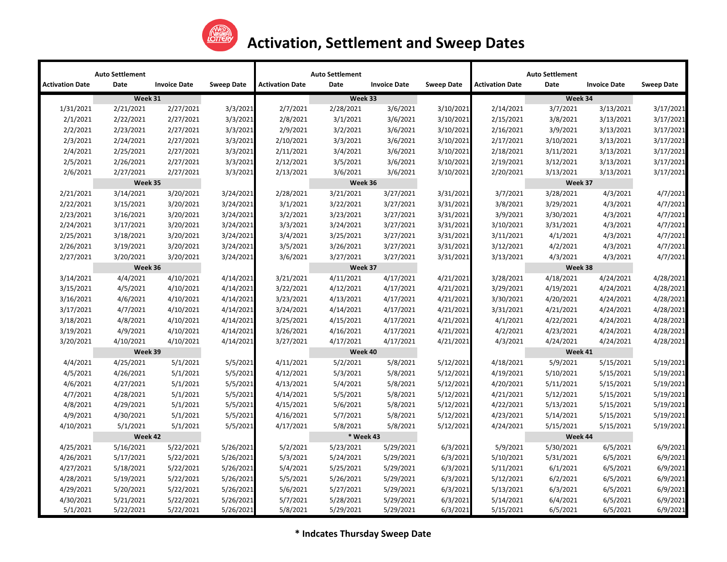# Activation, Settlement and Sweep Dates

| Activation Date | Auto Settlement Date | Invoice Date | Sweep Date | Activation Date | Auto Settlement Date | Invoice Date | Sweep Date | Activation Date | Auto Settlement Date | Invoice Date | Sweep Date |
|---|---|---|---|---|---|---|---|---|---|---|---|
| | Week 31 | | | | Week 33 | | | | Week 34 | | |
| 1/31/2021 | 2/21/2021 | 2/27/2021 | 3/3/2021 | 2/7/2021 | 2/28/2021 | 3/6/2021 | 3/10/2021 | 2/14/2021 | 3/7/2021 | 3/13/2021 | 3/17/2021 |
| 2/1/2021 | 2/22/2021 | 2/27/2021 | 3/3/2021 | 2/8/2021 | 3/1/2021 | 3/6/2021 | 3/10/2021 | 2/15/2021 | 3/8/2021 | 3/13/2021 | 3/17/2021 |
| 2/2/2021 | 2/23/2021 | 2/27/2021 | 3/3/2021 | 2/9/2021 | 3/2/2021 | 3/6/2021 | 3/10/2021 | 2/16/2021 | 3/9/2021 | 3/13/2021 | 3/17/2021 |
| 2/3/2021 | 2/24/2021 | 2/27/2021 | 3/3/2021 | 2/10/2021 | 3/3/2021 | 3/6/2021 | 3/10/2021 | 2/17/2021 | 3/10/2021 | 3/13/2021 | 3/17/2021 |
| 2/4/2021 | 2/25/2021 | 2/27/2021 | 3/3/2021 | 2/11/2021 | 3/4/2021 | 3/6/2021 | 3/10/2021 | 2/18/2021 | 3/11/2021 | 3/13/2021 | 3/17/2021 |
| 2/5/2021 | 2/26/2021 | 2/27/2021 | 3/3/2021 | 2/12/2021 | 3/5/2021 | 3/6/2021 | 3/10/2021 | 2/19/2021 | 3/12/2021 | 3/13/2021 | 3/17/2021 |
| 2/6/2021 | 2/27/2021 | 2/27/2021 | 3/3/2021 | 2/13/2021 | 3/6/2021 | 3/6/2021 | 3/10/2021 | 2/20/2021 | 3/13/2021 | 3/13/2021 | 3/17/2021 |
| | Week 35 | | | | Week 36 | | | | Week 37 | | |
| 2/21/2021 | 3/14/2021 | 3/20/2021 | 3/24/2021 | 2/28/2021 | 3/21/2021 | 3/27/2021 | 3/31/2021 | 3/7/2021 | 3/28/2021 | 4/3/2021 | 4/7/2021 |
| 2/22/2021 | 3/15/2021 | 3/20/2021 | 3/24/2021 | 3/1/2021 | 3/22/2021 | 3/27/2021 | 3/31/2021 | 3/8/2021 | 3/29/2021 | 4/3/2021 | 4/7/2021 |
| 2/23/2021 | 3/16/2021 | 3/20/2021 | 3/24/2021 | 3/2/2021 | 3/23/2021 | 3/27/2021 | 3/31/2021 | 3/9/2021 | 3/30/2021 | 4/3/2021 | 4/7/2021 |
| 2/24/2021 | 3/17/2021 | 3/20/2021 | 3/24/2021 | 3/3/2021 | 3/24/2021 | 3/27/2021 | 3/31/2021 | 3/10/2021 | 3/31/2021 | 4/3/2021 | 4/7/2021 |
| 2/25/2021 | 3/18/2021 | 3/20/2021 | 3/24/2021 | 3/4/2021 | 3/25/2021 | 3/27/2021 | 3/31/2021 | 3/11/2021 | 4/1/2021 | 4/3/2021 | 4/7/2021 |
| 2/26/2021 | 3/19/2021 | 3/20/2021 | 3/24/2021 | 3/5/2021 | 3/26/2021 | 3/27/2021 | 3/31/2021 | 3/12/2021 | 4/2/2021 | 4/3/2021 | 4/7/2021 |
| 2/27/2021 | 3/20/2021 | 3/20/2021 | 3/24/2021 | 3/6/2021 | 3/27/2021 | 3/27/2021 | 3/31/2021 | 3/13/2021 | 4/3/2021 | 4/3/2021 | 4/7/2021 |
| | Week 36 | | | | Week 37 | | | | Week 38 | | |
| 3/14/2021 | 4/4/2021 | 4/10/2021 | 4/14/2021 | 3/21/2021 | 4/11/2021 | 4/17/2021 | 4/21/2021 | 3/28/2021 | 4/18/2021 | 4/24/2021 | 4/28/2021 |
| 3/15/2021 | 4/5/2021 | 4/10/2021 | 4/14/2021 | 3/22/2021 | 4/12/2021 | 4/17/2021 | 4/21/2021 | 3/29/2021 | 4/19/2021 | 4/24/2021 | 4/28/2021 |
| 3/16/2021 | 4/6/2021 | 4/10/2021 | 4/14/2021 | 3/23/2021 | 4/13/2021 | 4/17/2021 | 4/21/2021 | 3/30/2021 | 4/20/2021 | 4/24/2021 | 4/28/2021 |
| 3/17/2021 | 4/7/2021 | 4/10/2021 | 4/14/2021 | 3/24/2021 | 4/14/2021 | 4/17/2021 | 4/21/2021 | 3/31/2021 | 4/21/2021 | 4/24/2021 | 4/28/2021 |
| 3/18/2021 | 4/8/2021 | 4/10/2021 | 4/14/2021 | 3/25/2021 | 4/15/2021 | 4/17/2021 | 4/21/2021 | 4/1/2021 | 4/22/2021 | 4/24/2021 | 4/28/2021 |
| 3/19/2021 | 4/9/2021 | 4/10/2021 | 4/14/2021 | 3/26/2021 | 4/16/2021 | 4/17/2021 | 4/21/2021 | 4/2/2021 | 4/23/2021 | 4/24/2021 | 4/28/2021 |
| 3/20/2021 | 4/10/2021 | 4/10/2021 | 4/14/2021 | 3/27/2021 | 4/17/2021 | 4/17/2021 | 4/21/2021 | 4/3/2021 | 4/24/2021 | 4/24/2021 | 4/28/2021 |
| | Week 39 | | | | Week 40 | | | | Week 41 | | |
| 4/4/2021 | 4/25/2021 | 5/1/2021 | 5/5/2021 | 4/11/2021 | 5/2/2021 | 5/8/2021 | 5/12/2021 | 4/18/2021 | 5/9/2021 | 5/15/2021 | 5/19/2021 |
| 4/5/2021 | 4/26/2021 | 5/1/2021 | 5/5/2021 | 4/12/2021 | 5/3/2021 | 5/8/2021 | 5/12/2021 | 4/19/2021 | 5/10/2021 | 5/15/2021 | 5/19/2021 |
| 4/6/2021 | 4/27/2021 | 5/1/2021 | 5/5/2021 | 4/13/2021 | 5/4/2021 | 5/8/2021 | 5/12/2021 | 4/20/2021 | 5/11/2021 | 5/15/2021 | 5/19/2021 |
| 4/7/2021 | 4/28/2021 | 5/1/2021 | 5/5/2021 | 4/14/2021 | 5/5/2021 | 5/8/2021 | 5/12/2021 | 4/21/2021 | 5/12/2021 | 5/15/2021 | 5/19/2021 |
| 4/8/2021 | 4/29/2021 | 5/1/2021 | 5/5/2021 | 4/15/2021 | 5/6/2021 | 5/8/2021 | 5/12/2021 | 4/22/2021 | 5/13/2021 | 5/15/2021 | 5/19/2021 |
| 4/9/2021 | 4/30/2021 | 5/1/2021 | 5/5/2021 | 4/16/2021 | 5/7/2021 | 5/8/2021 | 5/12/2021 | 4/23/2021 | 5/14/2021 | 5/15/2021 | 5/19/2021 |
| 4/10/2021 | 5/1/2021 | 5/1/2021 | 5/5/2021 | 4/17/2021 | 5/8/2021 | 5/8/2021 | 5/12/2021 | 4/24/2021 | 5/15/2021 | 5/15/2021 | 5/19/2021 |
| | Week 42 | | | | * Week 43 | | | | Week 44 | | |
| 4/25/2021 | 5/16/2021 | 5/22/2021 | 5/26/2021 | 5/2/2021 | 5/23/2021 | 5/29/2021 | 6/3/2021 | 5/9/2021 | 5/30/2021 | 6/5/2021 | 6/9/2021 |
| 4/26/2021 | 5/17/2021 | 5/22/2021 | 5/26/2021 | 5/3/2021 | 5/24/2021 | 5/29/2021 | 6/3/2021 | 5/10/2021 | 5/31/2021 | 6/5/2021 | 6/9/2021 |
| 4/27/2021 | 5/18/2021 | 5/22/2021 | 5/26/2021 | 5/4/2021 | 5/25/2021 | 5/29/2021 | 6/3/2021 | 5/11/2021 | 6/1/2021 | 6/5/2021 | 6/9/2021 |
| 4/28/2021 | 5/19/2021 | 5/22/2021 | 5/26/2021 | 5/5/2021 | 5/26/2021 | 5/29/2021 | 6/3/2021 | 5/12/2021 | 6/2/2021 | 6/5/2021 | 6/9/2021 |
| 4/29/2021 | 5/20/2021 | 5/22/2021 | 5/26/2021 | 5/6/2021 | 5/27/2021 | 5/29/2021 | 6/3/2021 | 5/13/2021 | 6/3/2021 | 6/5/2021 | 6/9/2021 |
| 4/30/2021 | 5/21/2021 | 5/22/2021 | 5/26/2021 | 5/7/2021 | 5/28/2021 | 5/29/2021 | 6/3/2021 | 5/14/2021 | 6/4/2021 | 6/5/2021 | 6/9/2021 |
| 5/1/2021 | 5/22/2021 | 5/22/2021 | 5/26/2021 | 5/8/2021 | 5/29/2021 | 5/29/2021 | 6/3/2021 | 5/15/2021 | 6/5/2021 | 6/5/2021 | 6/9/2021 |

**\* Indcates Thursday Sweep Date**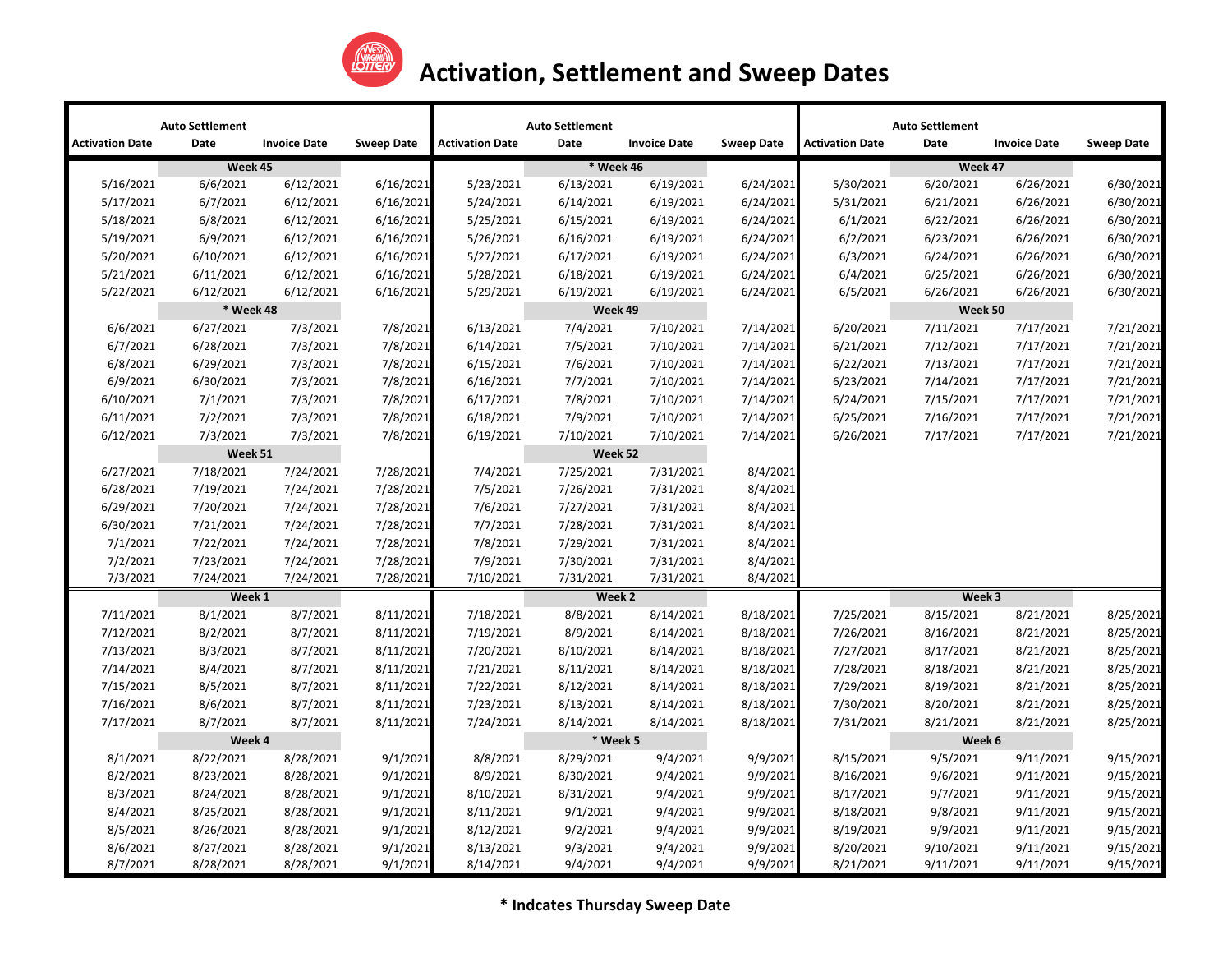# Activation, Settlement and Sweep Dates

| Activation Date | Auto Settlement Date | Invoice Date | Sweep Date | Activation Date | Auto Settlement Date | Invoice Date | Sweep Date | Activation Date | Auto Settlement Date | Invoice Date | Sweep Date |
|---|---|---|---|---|---|---|---|---|---|---|---|
| | Week 45 | | | | * Week 46 | | | | Week 47 | | |
| 5/16/2021 | 6/6/2021 | 6/12/2021 | 6/16/2021 | 5/23/2021 | 6/13/2021 | 6/19/2021 | 6/24/2021 | 5/30/2021 | 6/20/2021 | 6/26/2021 | 6/30/2021 |
| 5/17/2021 | 6/7/2021 | 6/12/2021 | 6/16/2021 | 5/24/2021 | 6/14/2021 | 6/19/2021 | 6/24/2021 | 5/31/2021 | 6/21/2021 | 6/26/2021 | 6/30/2021 |
| 5/18/2021 | 6/8/2021 | 6/12/2021 | 6/16/2021 | 5/25/2021 | 6/15/2021 | 6/19/2021 | 6/24/2021 | 6/1/2021 | 6/22/2021 | 6/26/2021 | 6/30/2021 |
| 5/19/2021 | 6/9/2021 | 6/12/2021 | 6/16/2021 | 5/26/2021 | 6/16/2021 | 6/19/2021 | 6/24/2021 | 6/2/2021 | 6/23/2021 | 6/26/2021 | 6/30/2021 |
| 5/20/2021 | 6/10/2021 | 6/12/2021 | 6/16/2021 | 5/27/2021 | 6/17/2021 | 6/19/2021 | 6/24/2021 | 6/3/2021 | 6/24/2021 | 6/26/2021 | 6/30/2021 |
| 5/21/2021 | 6/11/2021 | 6/12/2021 | 6/16/2021 | 5/28/2021 | 6/18/2021 | 6/19/2021 | 6/24/2021 | 6/4/2021 | 6/25/2021 | 6/26/2021 | 6/30/2021 |
| 5/22/2021 | 6/12/2021 | 6/12/2021 | 6/16/2021 | 5/29/2021 | 6/19/2021 | 6/19/2021 | 6/24/2021 | 6/5/2021 | 6/26/2021 | 6/26/2021 | 6/30/2021 |
| | * Week 48 | | | | Week 49 | | | | Week 50 | | |
| 6/6/2021 | 6/27/2021 | 7/3/2021 | 7/8/2021 | 6/13/2021 | 7/4/2021 | 7/10/2021 | 7/14/2021 | 6/20/2021 | 7/11/2021 | 7/17/2021 | 7/21/2021 |
| 6/7/2021 | 6/28/2021 | 7/3/2021 | 7/8/2021 | 6/14/2021 | 7/5/2021 | 7/10/2021 | 7/14/2021 | 6/21/2021 | 7/12/2021 | 7/17/2021 | 7/21/2021 |
| 6/8/2021 | 6/29/2021 | 7/3/2021 | 7/8/2021 | 6/15/2021 | 7/6/2021 | 7/10/2021 | 7/14/2021 | 6/22/2021 | 7/13/2021 | 7/17/2021 | 7/21/2021 |
| 6/9/2021 | 6/30/2021 | 7/3/2021 | 7/8/2021 | 6/16/2021 | 7/7/2021 | 7/10/2021 | 7/14/2021 | 6/23/2021 | 7/14/2021 | 7/17/2021 | 7/21/2021 |
| 6/10/2021 | 7/1/2021 | 7/3/2021 | 7/8/2021 | 6/17/2021 | 7/8/2021 | 7/10/2021 | 7/14/2021 | 6/24/2021 | 7/15/2021 | 7/17/2021 | 7/21/2021 |
| 6/11/2021 | 7/2/2021 | 7/3/2021 | 7/8/2021 | 6/18/2021 | 7/9/2021 | 7/10/2021 | 7/14/2021 | 6/25/2021 | 7/16/2021 | 7/17/2021 | 7/21/2021 |
| 6/12/2021 | 7/3/2021 | 7/3/2021 | 7/8/2021 | 6/19/2021 | 7/10/2021 | 7/10/2021 | 7/14/2021 | 6/26/2021 | 7/17/2021 | 7/17/2021 | 7/21/2021 |
| | Week 51 | | | | Week 52 | | | | | | |
| 6/27/2021 | 7/18/2021 | 7/24/2021 | 7/28/2021 | 7/4/2021 | 7/25/2021 | 7/31/2021 | 8/4/2021 | | | | |
| 6/28/2021 | 7/19/2021 | 7/24/2021 | 7/28/2021 | 7/5/2021 | 7/26/2021 | 7/31/2021 | 8/4/2021 | | | | |
| 6/29/2021 | 7/20/2021 | 7/24/2021 | 7/28/2021 | 7/6/2021 | 7/27/2021 | 7/31/2021 | 8/4/2021 | | | | |
| 6/30/2021 | 7/21/2021 | 7/24/2021 | 7/28/2021 | 7/7/2021 | 7/28/2021 | 7/31/2021 | 8/4/2021 | | | | |
| 7/1/2021 | 7/22/2021 | 7/24/2021 | 7/28/2021 | 7/8/2021 | 7/29/2021 | 7/31/2021 | 8/4/2021 | | | | |
| 7/2/2021 | 7/23/2021 | 7/24/2021 | 7/28/2021 | 7/9/2021 | 7/30/2021 | 7/31/2021 | 8/4/2021 | | | | |
| 7/3/2021 | 7/24/2021 | 7/24/2021 | 7/28/2021 | 7/10/2021 | 7/31/2021 | 7/31/2021 | 8/4/2021 | | | | |
| | Week 1 | | | | Week 2 | | | | Week 3 | | |
| 7/11/2021 | 8/1/2021 | 8/7/2021 | 8/11/2021 | 7/18/2021 | 8/8/2021 | 8/14/2021 | 8/18/2021 | 7/25/2021 | 8/15/2021 | 8/21/2021 | 8/25/2021 |
| 7/12/2021 | 8/2/2021 | 8/7/2021 | 8/11/2021 | 7/19/2021 | 8/9/2021 | 8/14/2021 | 8/18/2021 | 7/26/2021 | 8/16/2021 | 8/21/2021 | 8/25/2021 |
| 7/13/2021 | 8/3/2021 | 8/7/2021 | 8/11/2021 | 7/20/2021 | 8/10/2021 | 8/14/2021 | 8/18/2021 | 7/27/2021 | 8/17/2021 | 8/21/2021 | 8/25/2021 |
| 7/14/2021 | 8/4/2021 | 8/7/2021 | 8/11/2021 | 7/21/2021 | 8/11/2021 | 8/14/2021 | 8/18/2021 | 7/28/2021 | 8/18/2021 | 8/21/2021 | 8/25/2021 |
| 7/15/2021 | 8/5/2021 | 8/7/2021 | 8/11/2021 | 7/22/2021 | 8/12/2021 | 8/14/2021 | 8/18/2021 | 7/29/2021 | 8/19/2021 | 8/21/2021 | 8/25/2021 |
| 7/16/2021 | 8/6/2021 | 8/7/2021 | 8/11/2021 | 7/23/2021 | 8/13/2021 | 8/14/2021 | 8/18/2021 | 7/30/2021 | 8/20/2021 | 8/21/2021 | 8/25/2021 |
| 7/17/2021 | 8/7/2021 | 8/7/2021 | 8/11/2021 | 7/24/2021 | 8/14/2021 | 8/14/2021 | 8/18/2021 | 7/31/2021 | 8/21/2021 | 8/21/2021 | 8/25/2021 |
| | Week 4 | | | | * Week 5 | | | | Week 6 | | |
| 8/1/2021 | 8/22/2021 | 8/28/2021 | 9/1/2021 | 8/8/2021 | 8/29/2021 | 9/4/2021 | 9/9/2021 | 8/15/2021 | 9/5/2021 | 9/11/2021 | 9/15/2021 |
| 8/2/2021 | 8/23/2021 | 8/28/2021 | 9/1/2021 | 8/9/2021 | 8/30/2021 | 9/4/2021 | 9/9/2021 | 8/16/2021 | 9/6/2021 | 9/11/2021 | 9/15/2021 |
| 8/3/2021 | 8/24/2021 | 8/28/2021 | 9/1/2021 | 8/10/2021 | 8/31/2021 | 9/4/2021 | 9/9/2021 | 8/17/2021 | 9/7/2021 | 9/11/2021 | 9/15/2021 |
| 8/4/2021 | 8/25/2021 | 8/28/2021 | 9/1/2021 | 8/11/2021 | 9/1/2021 | 9/4/2021 | 9/9/2021 | 8/18/2021 | 9/8/2021 | 9/11/2021 | 9/15/2021 |
| 8/5/2021 | 8/26/2021 | 8/28/2021 | 9/1/2021 | 8/12/2021 | 9/2/2021 | 9/4/2021 | 9/9/2021 | 8/19/2021 | 9/9/2021 | 9/11/2021 | 9/15/2021 |
| 8/6/2021 | 8/27/2021 | 8/28/2021 | 9/1/2021 | 8/13/2021 | 9/3/2021 | 9/4/2021 | 9/9/2021 | 8/20/2021 | 9/10/2021 | 9/11/2021 | 9/15/2021 |
| 8/7/2021 | 8/28/2021 | 8/28/2021 | 9/1/2021 | 8/14/2021 | 9/4/2021 | 9/4/2021 | 9/9/2021 | 8/21/2021 | 9/11/2021 | 9/11/2021 | 9/15/2021 |

**\* Indcates Thursday Sweep Date**